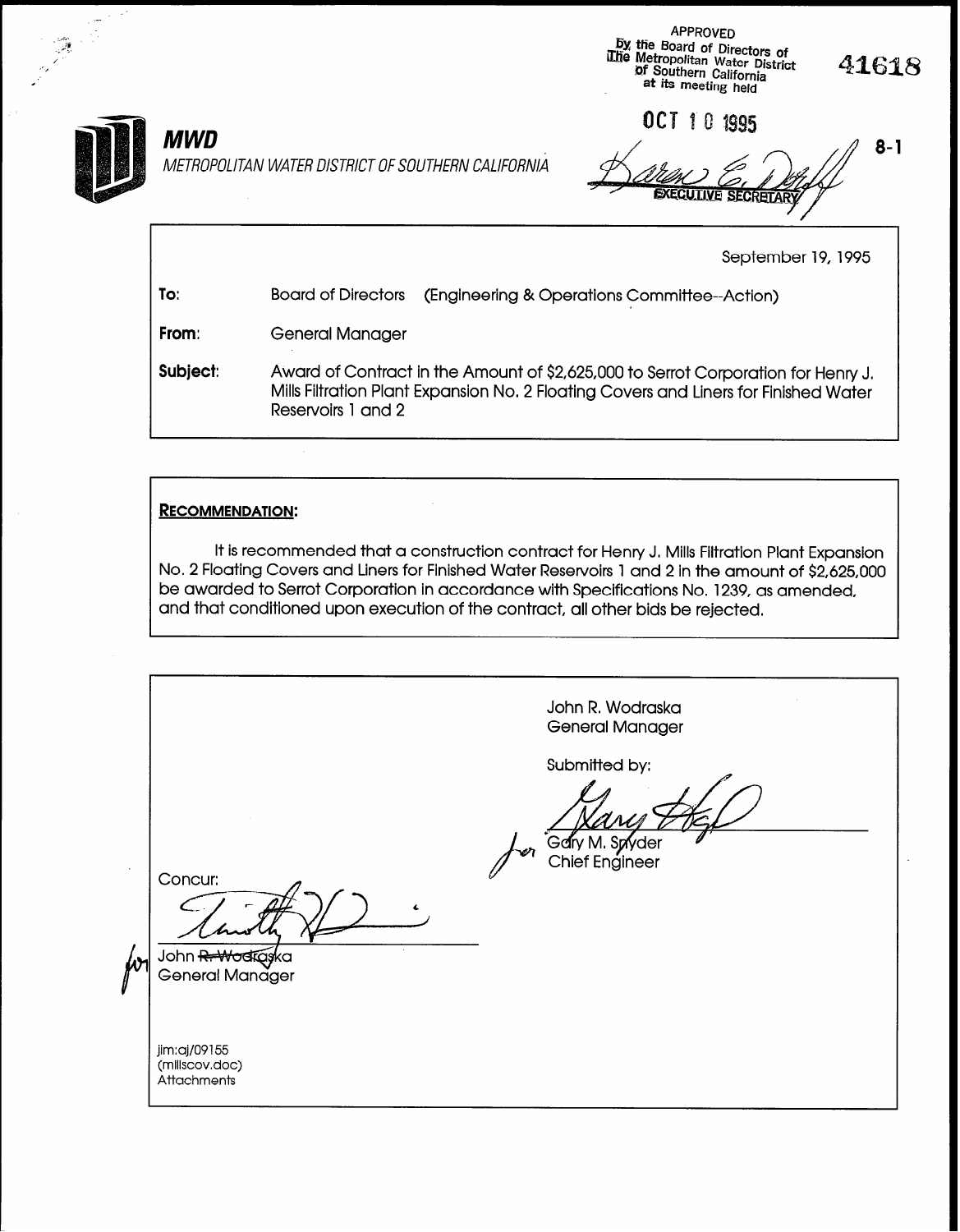APPROVED
by the Board of Directors of
The Metropolitan Water District
of Southern California
at its meeting held

OCT 10 1995

EXECUTIVE SECRETARY

41618

8-1

**MWD**

*METROPOLITAN WATER DISTRICT OF SOUTHERN CALIFORNIA*

September 19, 1995

**To:** Board of Directors (Engineering & Operations Committee--Action)

**From:** General Manager

**Subject:** Award of Contract in the Amount of $2,625,000 to Serrot Corporation for Henry J. Mills Filtration Plant Expansion No. 2 Floating Covers and Liners for Finished Water Reservoirs 1 and 2

**RECOMMENDATION:**

It is recommended that a construction contract for Henry J. Mills Filtration Plant Expansion No. 2 Floating Covers and Liners for Finished Water Reservoirs 1 and 2 in the amount of $2,625,000 be awarded to Serrot Corporation in accordance with Specifications No. 1239, as amended, and that conditioned upon execution of the contract, all other bids be rejected.

John R. Wodraska
General Manager

Submitted by:

for Gary M. Snyder
Chief Engineer

Concur:

for John R. Wodraska
General Manager

jim:aj/09155
(millscov.doc)
Attachments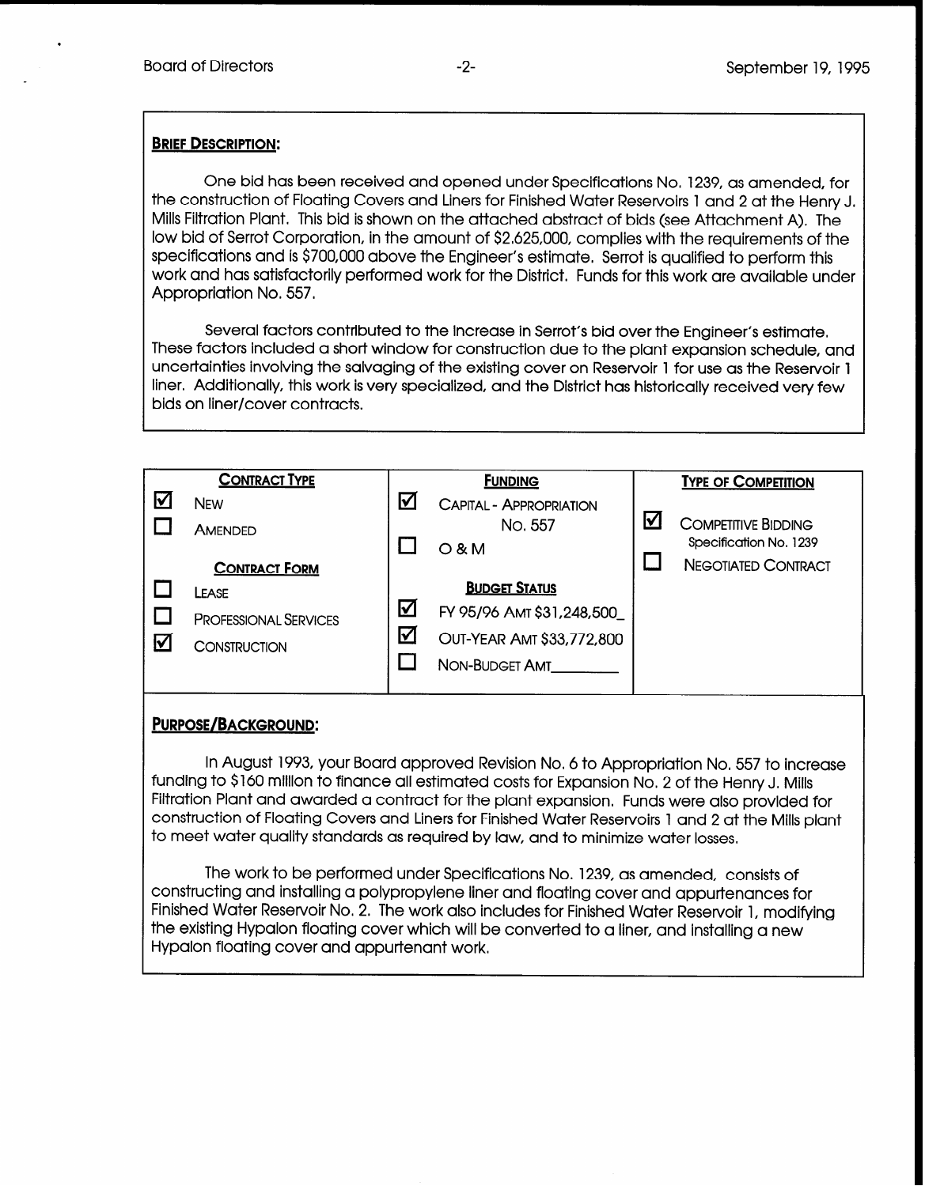**BRIEF DESCRIPTION:**

One bid has been received and opened under Specifications No. 1239, as amended, for the construction of Floating Covers and Liners for Finished Water Reservoirs 1 and 2 at the Henry J. Mills Filtration Plant. This bid is shown on the attached abstract of bids (see Attachment A). The low bid of Serrot Corporation, in the amount of $2,625,000, complies with the requirements of the specifications and is $700,000 above the Engineer's estimate. Serrot is qualified to perform this work and has satisfactorily performed work for the District. Funds for this work are available under Appropriation No. 557.

Several factors contributed to the increase in Serrot's bid over the Engineer's estimate. These factors included a short window for construction due to the plant expansion schedule, and uncertainties involving the salvaging of the existing cover on Reservoir 1 for use as the Reservoir 1 liner. Additionally, this work is very specialized, and the District has historically received very few bids on liner/cover contracts.

| CONTRACT TYPE | FUNDING | TYPE OF COMPETITION |
|---|---|---|
| ☑ NEW | ☑ CAPITAL - APPROPRIATION NO. 557 | ☑ COMPETITIVE BIDDING Specification No. 1239 |
| ☐ AMENDED | ☐ O & M | ☐ NEGOTIATED CONTRACT |
| **CONTRACT FORM** | **BUDGET STATUS** | |
| ☐ LEASE | ☑ FY 95/96 AMT $31,248,500 | |
| ☐ PROFESSIONAL SERVICES | ☑ OUT-YEAR AMT $33,772,800 | |
| ☑ CONSTRUCTION | ☐ NON-BUDGET AMT________ | |

**PURPOSE/BACKGROUND:**

In August 1993, your Board approved Revision No. 6 to Appropriation No. 557 to increase funding to $160 million to finance all estimated costs for Expansion No. 2 of the Henry J. Mills Filtration Plant and awarded a contract for the plant expansion. Funds were also provided for construction of Floating Covers and Liners for Finished Water Reservoirs 1 and 2 at the Mills plant to meet water quality standards as required by law, and to minimize water losses.

The work to be performed under Specifications No. 1239, as amended, consists of constructing and installing a polypropylene liner and floating cover and appurtenances for Finished Water Reservoir No. 2. The work also includes for Finished Water Reservoir 1, modifying the existing Hypalon floating cover which will be converted to a liner, and installing a new Hypalon floating cover and appurtenant work.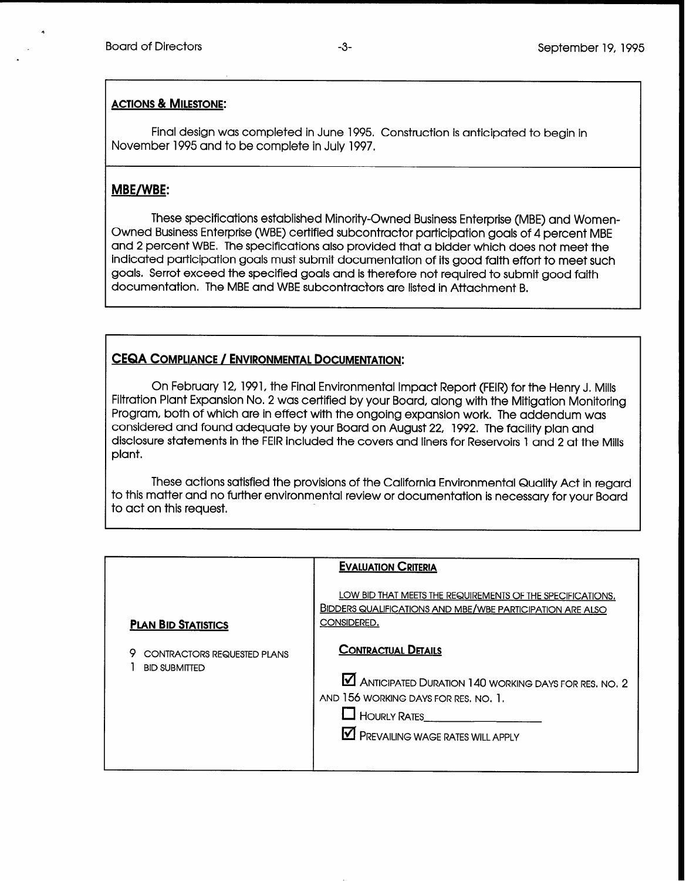## ACTIONS & MILESTONE:

Final design was completed in June 1995. Construction is anticipated to begin in November 1995 and to be complete in July 1997.

## MBE/WBE:

These specifications established Minority-Owned Business Enterprise (MBE) and Women-Owned Business Enterprise (WBE) certified subcontractor participation goals of 4 percent MBE and 2 percent WBE. The specifications also provided that a bidder which does not meet the indicated participation goals must submit documentation of its good faith effort to meet such goals. Serrot exceed the specified goals and is therefore not required to submit good faith documentation. The MBE and WBE subcontractors are listed in Attachment B.

## CEQA COMPLIANCE / ENVIRONMENTAL DOCUMENTATION:

On February 12, 1991, the Final Environmental Impact Report (FEIR) for the Henry J. Mills Filtration Plant Expansion No. 2 was certified by your Board, along with the Mitigation Monitoring Program, both of which are in effect with the ongoing expansion work. The addendum was considered and found adequate by your Board on August 22, 1992. The facility plan and disclosure statements in the FEIR included the covers and liners for Reservoirs 1 and 2 at the Mills plant.

These actions satisfied the provisions of the California Environmental Quality Act in regard to this matter and no further environmental review or documentation is necessary for your Board to act on this request.

| PLAN BID STATISTICS | EVALUATION CRITERIA |
|---|---|
| 9 CONTRACTORS REQUESTED PLANS<br>1 BID SUBMITTED | LOW BID THAT MEETS THE REQUIREMENTS OF THE SPECIFICATIONS. BIDDERS QUALIFICATIONS AND MBE/WBE PARTICIPATION ARE ALSO CONSIDERED.<br><br>**CONTRACTUAL DETAILS**<br><br>☑ ANTICIPATED DURATION 140 WORKING DAYS FOR RES. NO. 2 AND 156 WORKING DAYS FOR RES. NO. 1.<br>☐ HOURLY RATES________<br>☑ PREVAILING WAGE RATES WILL APPLY |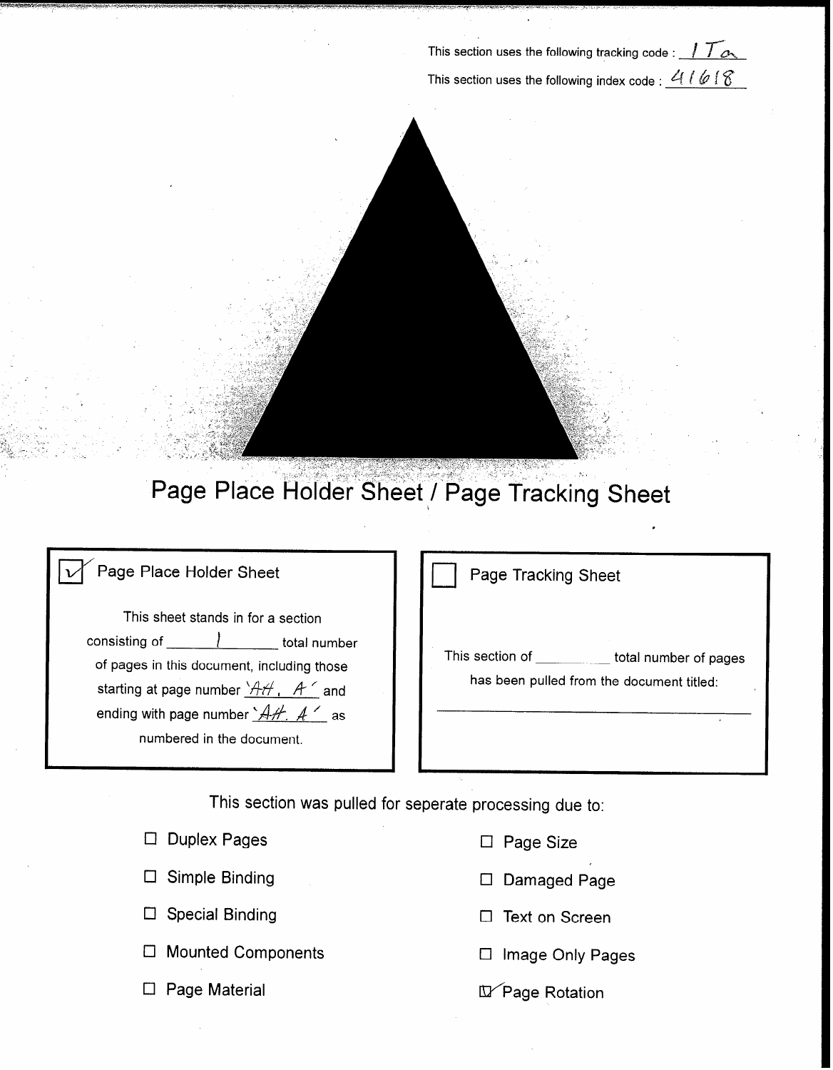This section uses the following tracking code : 1Ta

This section uses the following index code : 41618

# Page Place Holder Sheet / Page Tracking Sheet

☑ Page Place Holder Sheet

This sheet stands in for a section consisting of 1 total number of pages in this document, including those starting at page number 'AH. A' and ending with page number 'AH. A' as numbered in the document.

☐ Page Tracking Sheet

This section of ______ total number of pages has been pulled from the document titled:

______

This section was pulled for seperate processing due to:

- ☐ Duplex Pages
- ☐ Simple Binding
- ☐ Special Binding
- ☐ Mounted Components
- ☐ Page Material
- ☐ Page Size
- ☐ Damaged Page
- ☐ Text on Screen
- ☐ Image Only Pages
- ☑ Page Rotation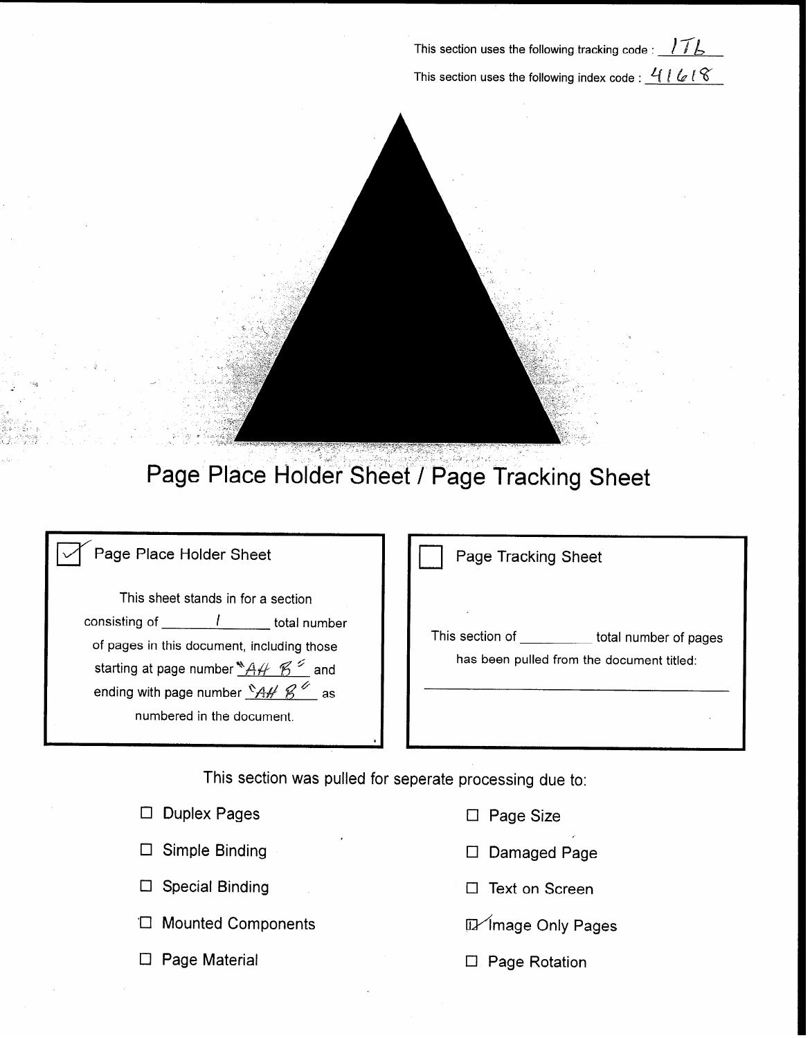This section uses the following tracking code : 1Tb

This section uses the following index code : 41618

# Page Place Holder Sheet / Page Tracking Sheet

☑ Page Place Holder Sheet

This sheet stands in for a section consisting of 1 total number of pages in this document, including those starting at page number "AH B" and ending with page number "AH B" as numbered in the document.

☐ Page Tracking Sheet

This section of ______ total number of pages has been pulled from the document titled:

______________________________

This section was pulled for seperate processing due to:

- ☐ Duplex Pages
- ☐ Simple Binding
- ☐ Special Binding
- ☐ Mounted Components
- ☐ Page Material
- ☐ Page Size
- ☐ Damaged Page
- ☐ Text on Screen
- ☑ Image Only Pages
- ☐ Page Rotation